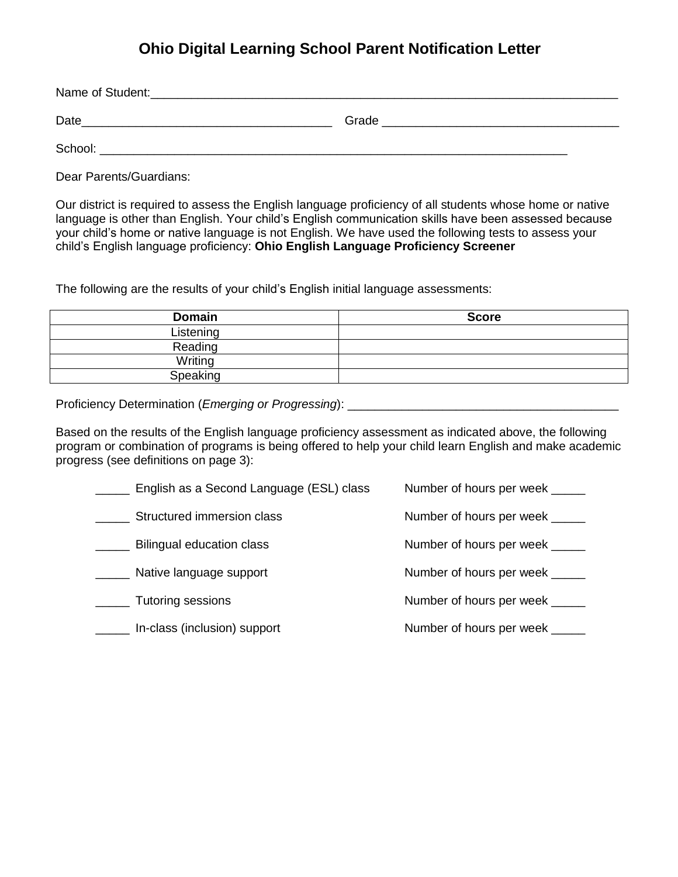# Ohio Digital Learning School Parent Notification Letter

Name of Student:___________________________________________________________________

Date_____________________________________ Grade ___________________________________

School: ______________________________________________________________________

Dear Parents/Guardians:

Our district is required to assess the English language proficiency of all students whose home or native language is other than English. Your child's English communication skills have been assessed because your child's home or native language is not English. We have used the following tests to assess your child's English language proficiency: **Ohio English Language Proficiency Screener**

The following are the results of your child's English initial language assessments:

| Domain | Score |
|---|---|
| Listening | |
| Reading | |
| Writing | |
| Speaking | |

Proficiency Determination (*Emerging or Progressing*): ________________________________________

Based on the results of the English language proficiency assessment as indicated above, the following program or combination of programs is being offered to help your child learn English and make academic progress (see definitions on page 3):

_____ English as a Second Language (ESL) class     Number of hours per week _____

_____ Structured immersion class     Number of hours per week _____

_____ Bilingual education class     Number of hours per week _____

_____ Native language support     Number of hours per week _____

_____ Tutoring sessions     Number of hours per week _____

_____ In-class (inclusion) support     Number of hours per week _____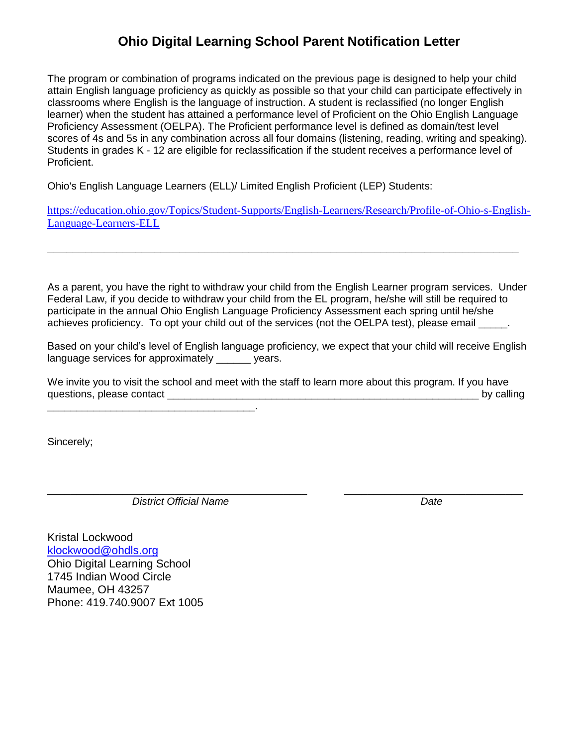# Ohio Digital Learning School Parent Notification Letter

The program or combination of programs indicated on the previous page is designed to help your child attain English language proficiency as quickly as possible so that your child can participate effectively in classrooms where English is the language of instruction. A student is reclassified (no longer English learner) when the student has attained a performance level of Proficient on the Ohio English Language Proficiency Assessment (OELPA). The Proficient performance level is defined as domain/test level scores of 4s and 5s in any combination across all four domains (listening, reading, writing and speaking). Students in grades K - 12 are eligible for reclassification if the student receives a performance level of Proficient.

Ohio's English Language Learners (ELL)/ Limited English Proficient (LEP) Students:

[https://education.ohio.gov/Topics/Student-Supports/English-Learners/Research/Profile-of-Ohio-s-English-Language-Learners-ELL](https://education.ohio.gov/Topics/Student-Supports/English-Learners/Research/Profile-of-Ohio-s-English-Language-Learners-ELL)

---

As a parent, you have the right to withdraw your child from the English Learner program services. Under Federal Law, if you decide to withdraw your child from the EL program, he/she will still be required to participate in the annual Ohio English Language Proficiency Assessment each spring until he/she achieves proficiency. To opt your child out of the services (not the OELPA test), please email _____.

Based on your child's level of English language proficiency, we expect that your child will receive English language services for approximately ______ years.

We invite you to visit the school and meet with the staff to learn more about this program. If you have questions, please contact ________________________________________________________ by calling ____________________________________.

Sincerely;

_______________________________________________ &nbsp;&nbsp;&nbsp;&nbsp; ________________________________

*District Official Name* &nbsp;&nbsp;&nbsp;&nbsp;&nbsp;&nbsp;&nbsp;&nbsp;&nbsp;&nbsp;&nbsp;&nbsp;&nbsp;&nbsp;&nbsp;&nbsp;&nbsp;&nbsp;&nbsp;&nbsp;&nbsp;&nbsp;&nbsp;&nbsp; *Date*

Kristal Lockwood
[klockwood@ohdls.org](mailto:klockwood@ohdls.org)
Ohio Digital Learning School
1745 Indian Wood Circle
Maumee, OH 43257
Phone: 419.740.9007 Ext 1005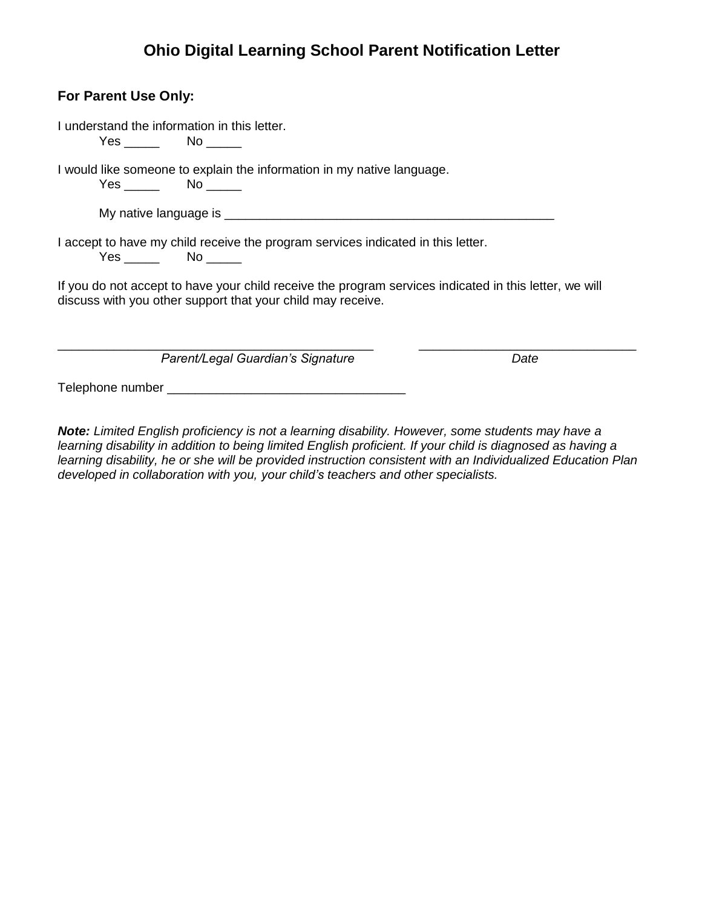# Ohio Digital Learning School Parent Notification Letter

**For Parent Use Only:**

I understand the information in this letter.

Yes _____ No _____

I would like someone to explain the information in my native language.

Yes _____ No _____

My native language is _______________________________________________

I accept to have my child receive the program services indicated in this letter.

Yes _____ No _____

If you do not accept to have your child receive the program services indicated in this letter, we will discuss with you other support that your child may receive.

_____________________________________________ _______________________________

*Parent/Legal Guardian's Signature* *Date*

Telephone number __________________________________

***Note:*** *Limited English proficiency is not a learning disability. However, some students may have a learning disability in addition to being limited English proficient. If your child is diagnosed as having a learning disability, he or she will be provided instruction consistent with an Individualized Education Plan developed in collaboration with you, your child's teachers and other specialists.*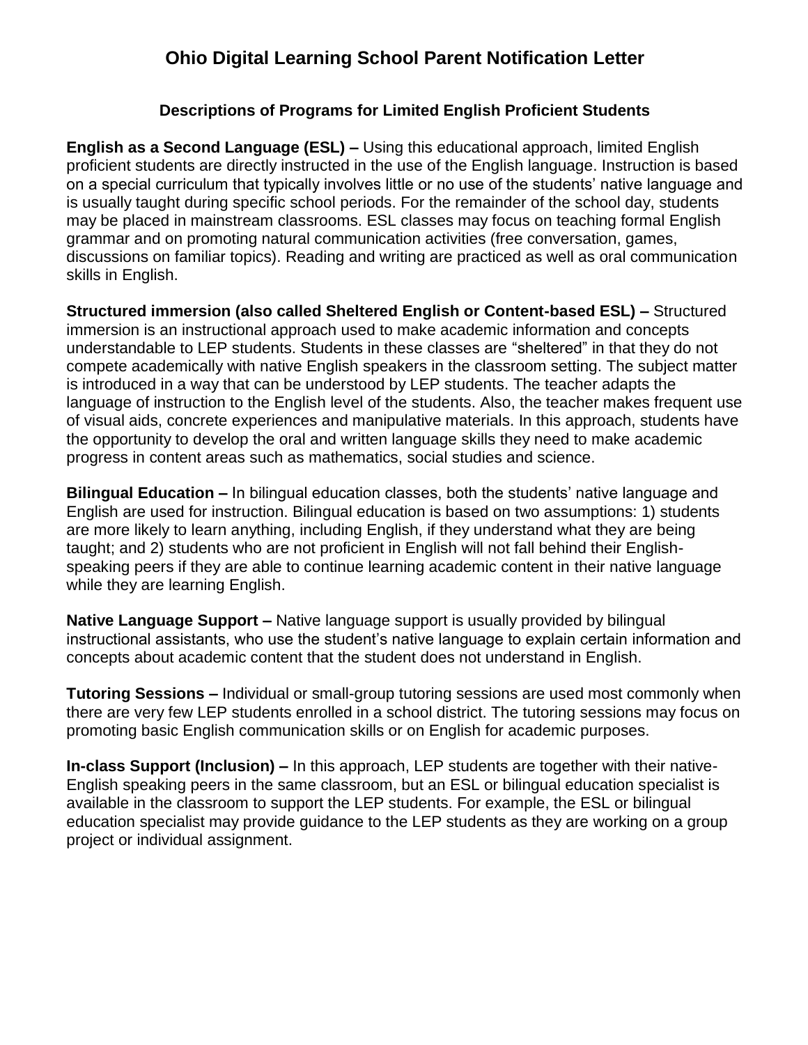# Ohio Digital Learning School Parent Notification Letter

## Descriptions of Programs for Limited English Proficient Students

**English as a Second Language (ESL) –** Using this educational approach, limited English proficient students are directly instructed in the use of the English language. Instruction is based on a special curriculum that typically involves little or no use of the students' native language and is usually taught during specific school periods. For the remainder of the school day, students may be placed in mainstream classrooms. ESL classes may focus on teaching formal English grammar and on promoting natural communication activities (free conversation, games, discussions on familiar topics). Reading and writing are practiced as well as oral communication skills in English.

**Structured immersion (also called Sheltered English or Content-based ESL) –** Structured immersion is an instructional approach used to make academic information and concepts understandable to LEP students. Students in these classes are "sheltered" in that they do not compete academically with native English speakers in the classroom setting. The subject matter is introduced in a way that can be understood by LEP students. The teacher adapts the language of instruction to the English level of the students. Also, the teacher makes frequent use of visual aids, concrete experiences and manipulative materials. In this approach, students have the opportunity to develop the oral and written language skills they need to make academic progress in content areas such as mathematics, social studies and science.

**Bilingual Education –** In bilingual education classes, both the students' native language and English are used for instruction. Bilingual education is based on two assumptions: 1) students are more likely to learn anything, including English, if they understand what they are being taught; and 2) students who are not proficient in English will not fall behind their English-speaking peers if they are able to continue learning academic content in their native language while they are learning English.

**Native Language Support –** Native language support is usually provided by bilingual instructional assistants, who use the student's native language to explain certain information and concepts about academic content that the student does not understand in English.

**Tutoring Sessions –** Individual or small-group tutoring sessions are used most commonly when there are very few LEP students enrolled in a school district. The tutoring sessions may focus on promoting basic English communication skills or on English for academic purposes.

**In-class Support (Inclusion) –** In this approach, LEP students are together with their native-English speaking peers in the same classroom, but an ESL or bilingual education specialist is available in the classroom to support the LEP students. For example, the ESL or bilingual education specialist may provide guidance to the LEP students as they are working on a group project or individual assignment.